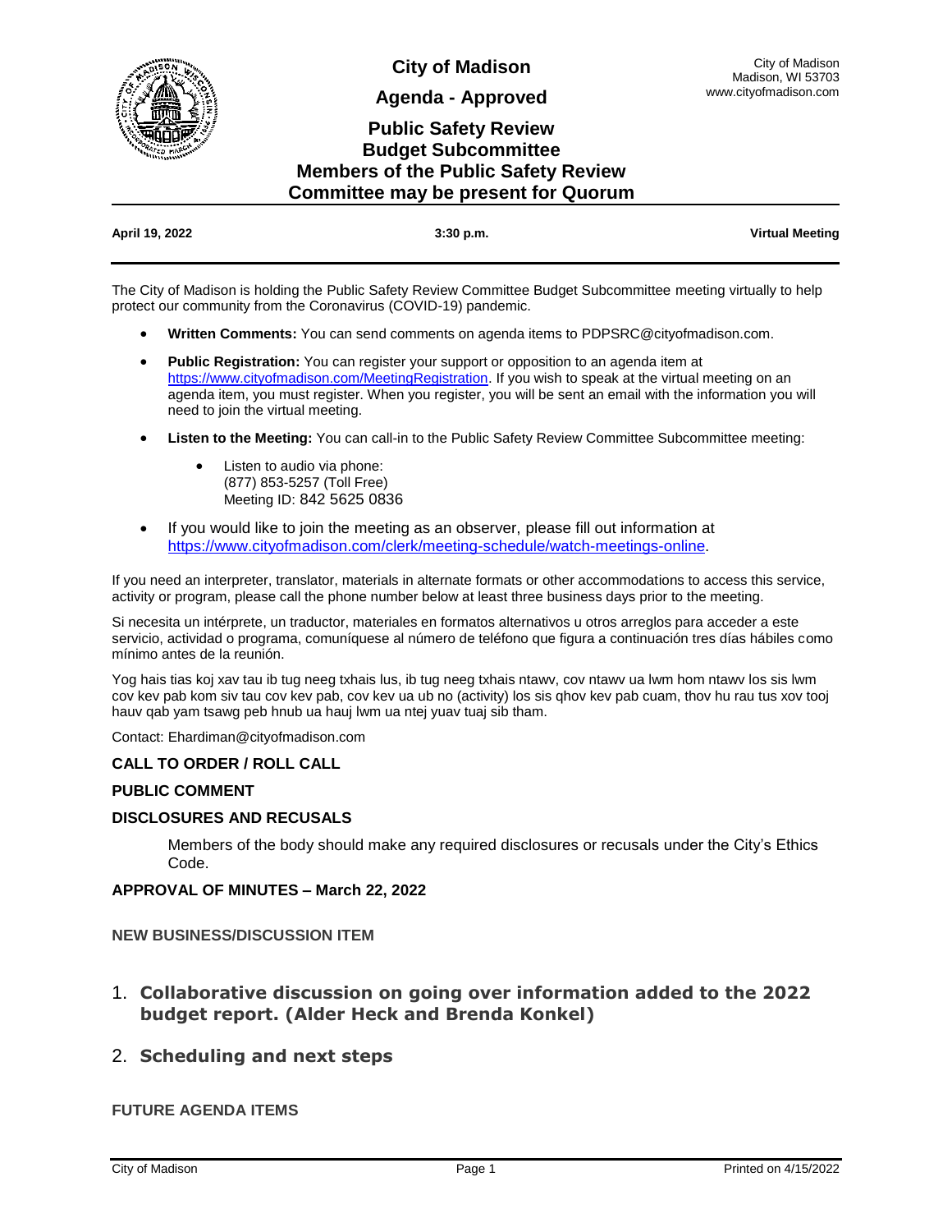# City of Madison

## Agenda - Approved

## Public Safety Review Budget Subcommittee Members of the Public Safety Review Committee may be present for Quorum

City of Madison
Madison, WI 53703
www.cityofmadison.com

**April 19, 2022** | **3:30 p.m.** | **Virtual Meeting**

The City of Madison is holding the Public Safety Review Committee Budget Subcommittee meeting virtually to help protect our community from the Coronavirus (COVID-19) pandemic.

- **Written Comments:** You can send comments on agenda items to PDPSRC@cityofmadison.com.
- **Public Registration:** You can register your support or opposition to an agenda item at https://www.cityofmadison.com/MeetingRegistration. If you wish to speak at the virtual meeting on an agenda item, you must register. When you register, you will be sent an email with the information you will need to join the virtual meeting.
- **Listen to the Meeting:** You can call-in to the Public Safety Review Committee Subcommittee meeting:
  - Listen to audio via phone:
    (877) 853-5257 (Toll Free)
    Meeting ID: 842 5625 0836
- If you would like to join the meeting as an observer, please fill out information at https://www.cityofmadison.com/clerk/meeting-schedule/watch-meetings-online.

If you need an interpreter, translator, materials in alternate formats or other accommodations to access this service, activity or program, please call the phone number below at least three business days prior to the meeting.

Si necesita un intérprete, un traductor, materiales en formatos alternativos u otros arreglos para acceder a este servicio, actividad o programa, comuníquese al número de teléfono que figura a continuación tres días hábiles como mínimo antes de la reunión.

Yog hais tias koj xav tau ib tug neeg txhais lus, ib tug neeg txhais ntawv, cov ntawv ua lwm hom ntawv los sis lwm cov kev pab kom siv tau cov kev pab, cov kev ua ub no (activity) los sis qhov kev pab cuam, thov hu rau tus xov tooj hauv qab yam tsawg peb hnub ua hauj lwm ua ntej yuav tuaj sib tham.

Contact: Ehardiman@cityofmadison.com

### CALL TO ORDER / ROLL CALL

### PUBLIC COMMENT

### DISCLOSURES AND RECUSALS

Members of the body should make any required disclosures or recusals under the City's Ethics Code.

### APPROVAL OF MINUTES – March 22, 2022

### NEW BUSINESS/DISCUSSION ITEM

1. **Collaborative discussion on going over information added to the 2022 budget report. (Alder Heck and Brenda Konkel)**

2. **Scheduling and next steps**

### FUTURE AGENDA ITEMS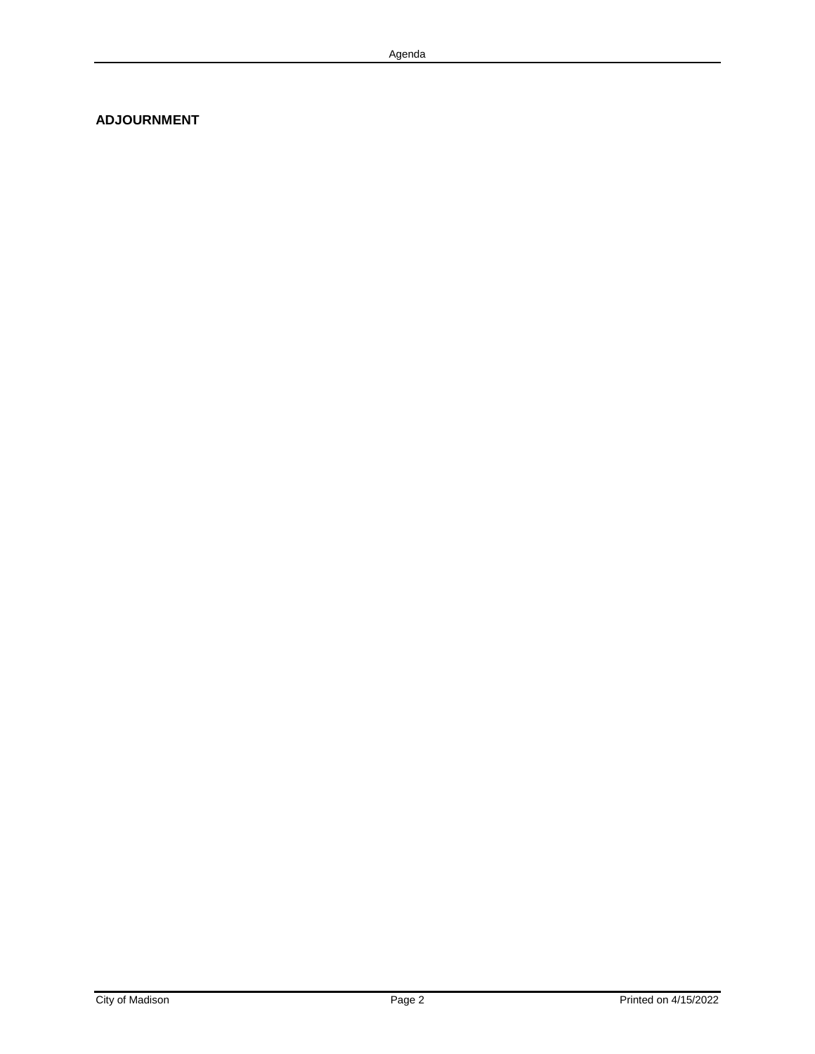## ADJOURNMENT